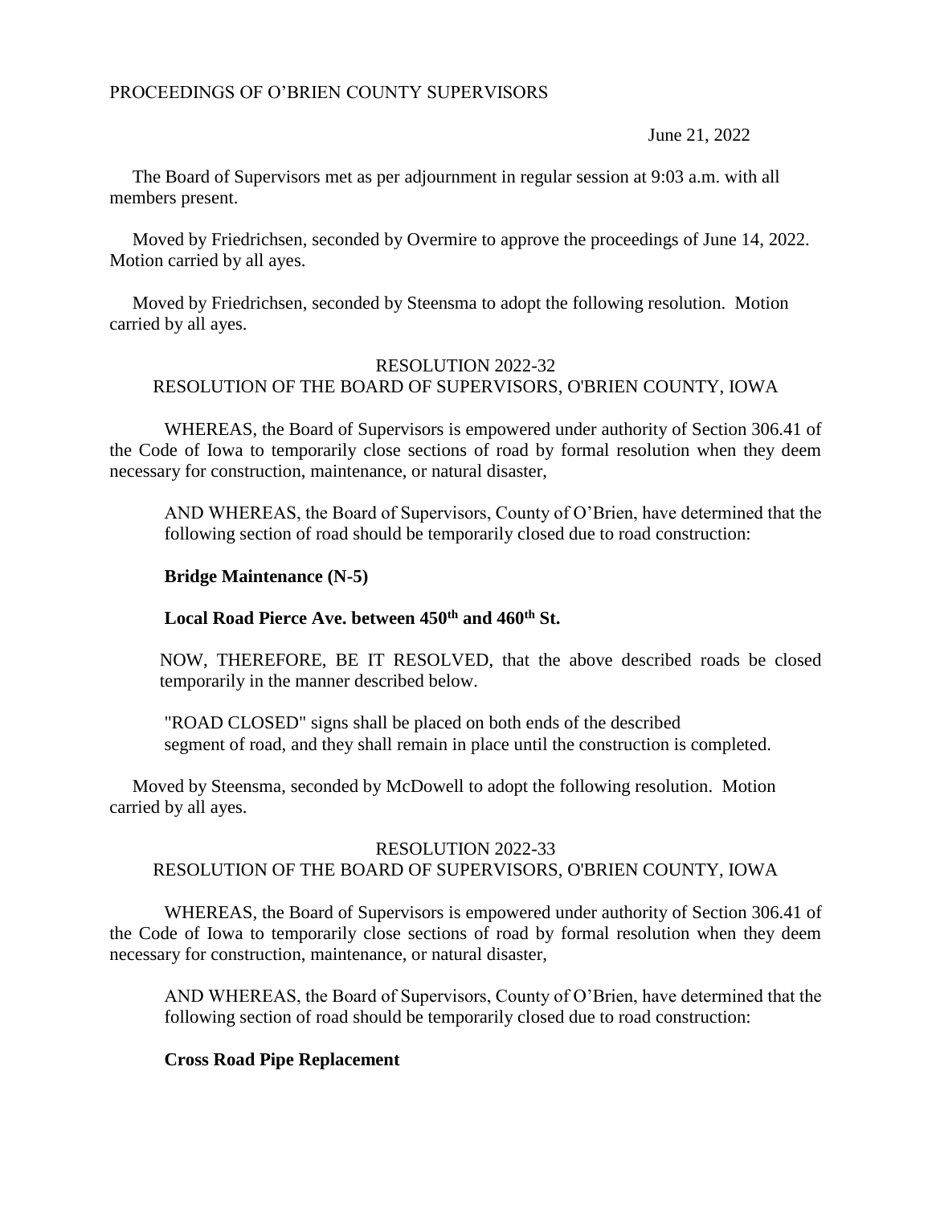PROCEEDINGS OF O'BRIEN COUNTY SUPERVISORS

June 21, 2022

The Board of Supervisors met as per adjournment in regular session at 9:03 a.m. with all members present.

Moved by Friedrichsen, seconded by Overmire to approve the proceedings of June 14, 2022. Motion carried by all ayes.

Moved by Friedrichsen, seconded by Steensma to adopt the following resolution. Motion carried by all ayes.

RESOLUTION 2022-32
RESOLUTION OF THE BOARD OF SUPERVISORS, O'BRIEN COUNTY, IOWA

WHEREAS, the Board of Supervisors is empowered under authority of Section 306.41 of the Code of Iowa to temporarily close sections of road by formal resolution when they deem necessary for construction, maintenance, or natural disaster,

AND WHEREAS, the Board of Supervisors, County of O'Brien, have determined that the following section of road should be temporarily closed due to road construction:

**Bridge Maintenance (N-5)**

**Local Road Pierce Ave. between 450th and 460th St.**

NOW, THEREFORE, BE IT RESOLVED, that the above described roads be closed temporarily in the manner described below.

"ROAD CLOSED" signs shall be placed on both ends of the described segment of road, and they shall remain in place until the construction is completed.

Moved by Steensma, seconded by McDowell to adopt the following resolution. Motion carried by all ayes.

RESOLUTION 2022-33
RESOLUTION OF THE BOARD OF SUPERVISORS, O'BRIEN COUNTY, IOWA

WHEREAS, the Board of Supervisors is empowered under authority of Section 306.41 of the Code of Iowa to temporarily close sections of road by formal resolution when they deem necessary for construction, maintenance, or natural disaster,

AND WHEREAS, the Board of Supervisors, County of O'Brien, have determined that the following section of road should be temporarily closed due to road construction:

**Cross Road Pipe Replacement**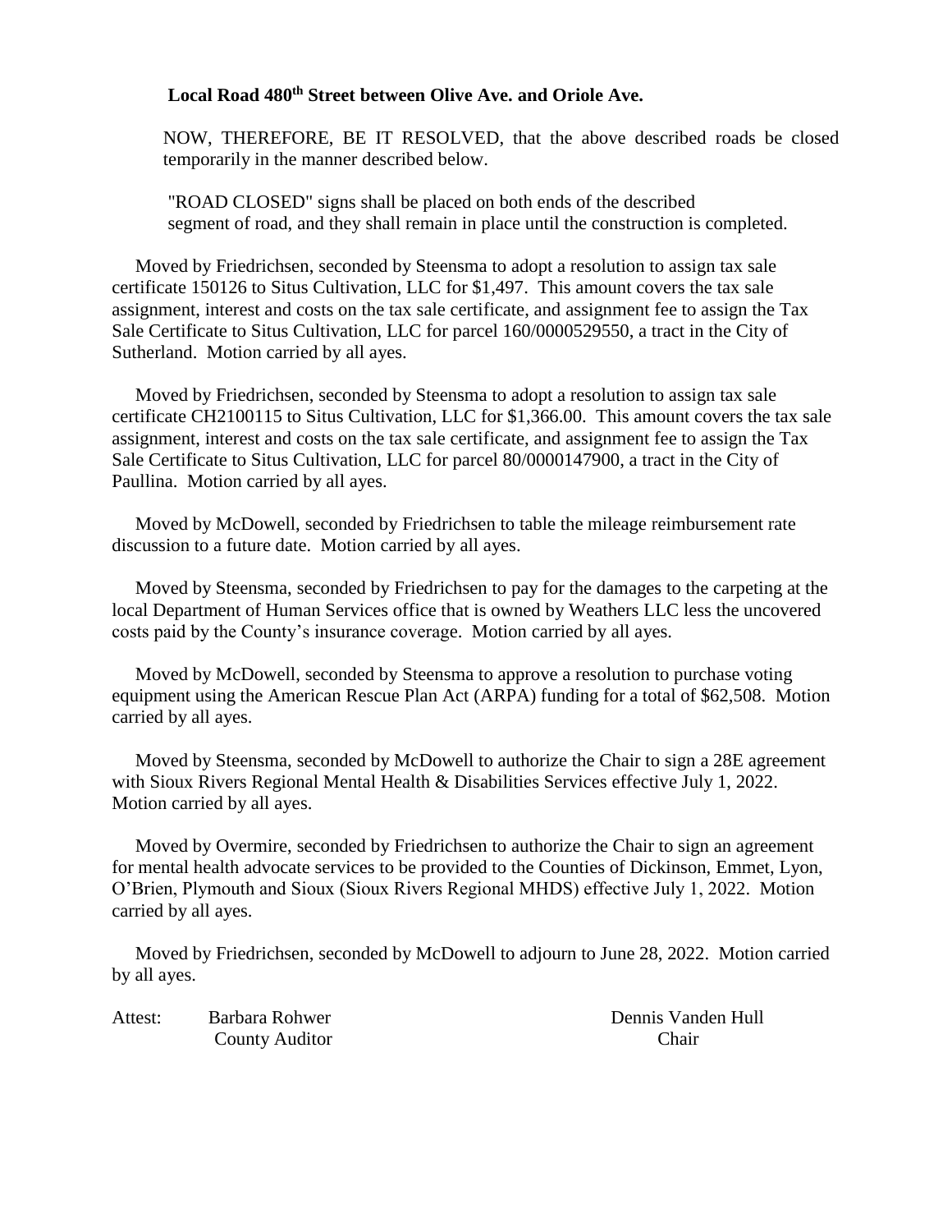**Local Road 480th Street between Olive Ave. and Oriole Ave.**

NOW, THEREFORE, BE IT RESOLVED, that the above described roads be closed temporarily in the manner described below.

"ROAD CLOSED" signs shall be placed on both ends of the described segment of road, and they shall remain in place until the construction is completed.

Moved by Friedrichsen, seconded by Steensma to adopt a resolution to assign tax sale certificate 150126 to Situs Cultivation, LLC for $1,497. This amount covers the tax sale assignment, interest and costs on the tax sale certificate, and assignment fee to assign the Tax Sale Certificate to Situs Cultivation, LLC for parcel 160/0000529550, a tract in the City of Sutherland. Motion carried by all ayes.

Moved by Friedrichsen, seconded by Steensma to adopt a resolution to assign tax sale certificate CH2100115 to Situs Cultivation, LLC for $1,366.00. This amount covers the tax sale assignment, interest and costs on the tax sale certificate, and assignment fee to assign the Tax Sale Certificate to Situs Cultivation, LLC for parcel 80/0000147900, a tract in the City of Paullina. Motion carried by all ayes.

Moved by McDowell, seconded by Friedrichsen to table the mileage reimbursement rate discussion to a future date. Motion carried by all ayes.

Moved by Steensma, seconded by Friedrichsen to pay for the damages to the carpeting at the local Department of Human Services office that is owned by Weathers LLC less the uncovered costs paid by the County's insurance coverage. Motion carried by all ayes.

Moved by McDowell, seconded by Steensma to approve a resolution to purchase voting equipment using the American Rescue Plan Act (ARPA) funding for a total of $62,508. Motion carried by all ayes.

Moved by Steensma, seconded by McDowell to authorize the Chair to sign a 28E agreement with Sioux Rivers Regional Mental Health & Disabilities Services effective July 1, 2022. Motion carried by all ayes.

Moved by Overmire, seconded by Friedrichsen to authorize the Chair to sign an agreement for mental health advocate services to be provided to the Counties of Dickinson, Emmet, Lyon, O'Brien, Plymouth and Sioux (Sioux Rivers Regional MHDS) effective July 1, 2022. Motion carried by all ayes.

Moved by Friedrichsen, seconded by McDowell to adjourn to June 28, 2022. Motion carried by all ayes.

Attest: Barbara Rohwer
County Auditor

Dennis Vanden Hull
Chair